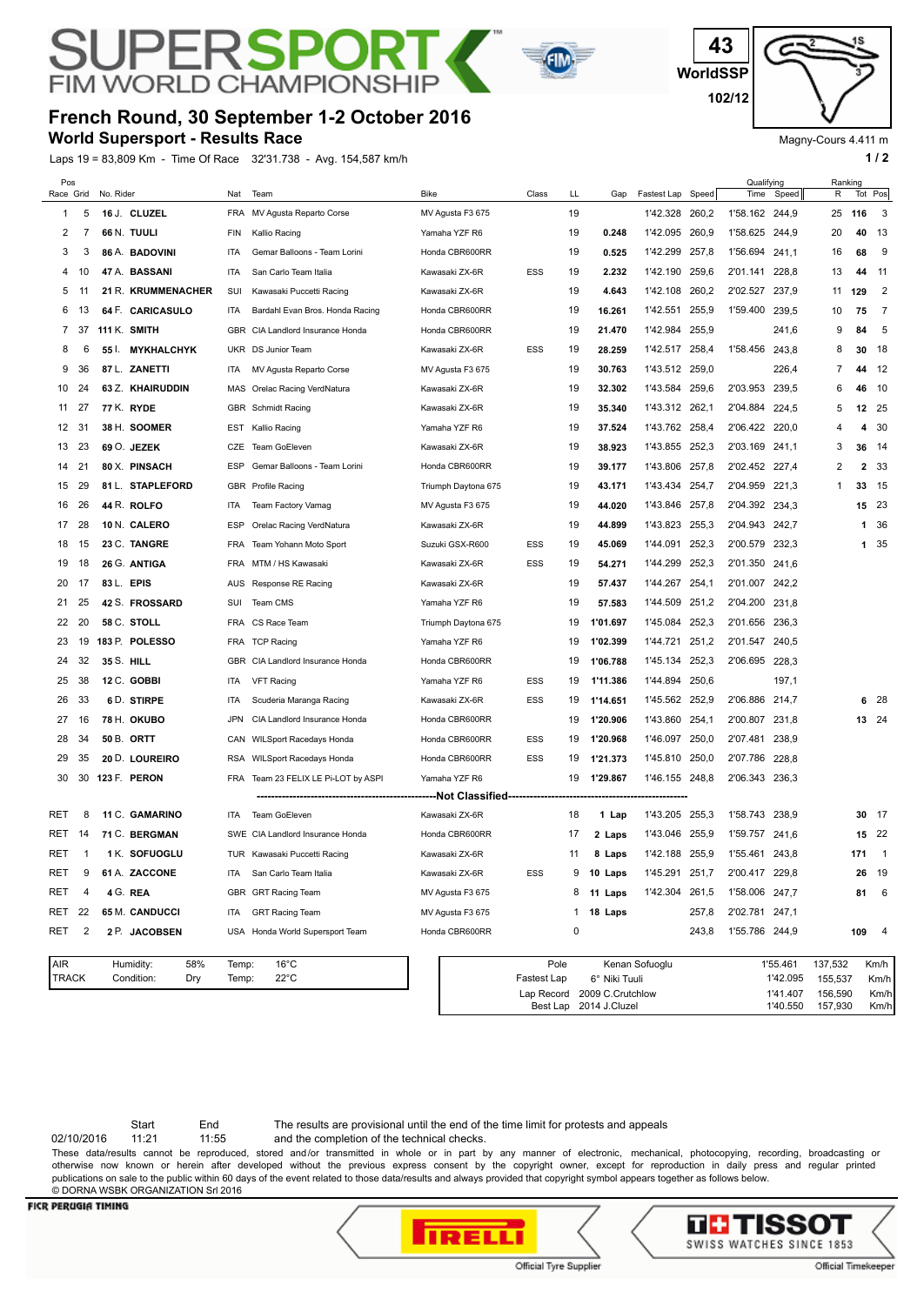# SUPERSPORT FIM WORLD CHAMPIONSHIP

43 WorldSSP 102/12

## French Round, 30 September 1-2 October 2016

## World Supersport - Results Race

Magny-Cours 4.411 m

Laps 19 = 83,809 Km - Time Of Race 32'31.738 - Avg. 154,587 km/h

| Pos Race | Grid | No. | Rider | Nat | Team | Bike | Class | LL | Gap | Fastest Lap | Speed | Qualifying Time | Qualifying Speed | Ranking R | Tot | Pos |
|---|---|---|---|---|---|---|---|---|---|---|---|---|---|---|---|---|
| 1 | 5 | 16 | J. CLUZEL | FRA | MV Agusta Reparto Corse | MV Agusta F3 675 | | 19 | | 1'42.328 | 260,2 | 1'58.162 | 244,9 | 25 | 116 | 3 |
| 2 | 7 | 66 | N. TUULI | FIN | Kallio Racing | Yamaha YZF R6 | | 19 | 0.248 | 1'42.095 | 260,9 | 1'58.625 | 244,9 | 20 | 40 | 13 |
| 3 | 3 | 86 | A. BADOVINI | ITA | Gemar Balloons - Team Lorini | Honda CBR600RR | | 19 | 0.525 | 1'42.299 | 257,8 | 1'56.694 | 241,1 | 16 | 68 | 9 |
| 4 | 10 | 47 | A. BASSANI | ITA | San Carlo Team Italia | Kawasaki ZX-6R | ESS | 19 | 2.232 | 1'42.190 | 259,6 | 2'01.141 | 228,8 | 13 | 44 | 11 |
| 5 | 11 | 21 | R. KRUMMENACHER | SUI | Kawasaki Puccetti Racing | Kawasaki ZX-6R | | 19 | 4.643 | 1'42.108 | 260,2 | 2'02.527 | 237,9 | 11 | 129 | 2 |
| 6 | 13 | 64 | F. CARICASULO | ITA | Bardahl Evan Bros. Honda Racing | Honda CBR600RR | | 19 | 16.261 | 1'42.551 | 255,9 | 1'59.400 | 239,5 | 10 | 75 | 7 |
| 7 | 37 | 111 | K. SMITH | GBR | CIA Landlord Insurance Honda | Honda CBR600RR | | 19 | 21.470 | 1'42.984 | 255,9 | | 241,6 | 9 | 84 | 5 |
| 8 | 6 | 55 | I. MYKHALCHYK | UKR | DS Junior Team | Kawasaki ZX-6R | ESS | 19 | 28.259 | 1'42.517 | 258,4 | 1'58.456 | 243,8 | 8 | 30 | 18 |
| 9 | 36 | 87 | L. ZANETTI | ITA | MV Agusta Reparto Corse | MV Agusta F3 675 | | 19 | 30.763 | 1'43.512 | 259,0 | | 226,4 | 7 | 44 | 12 |
| 10 | 24 | 63 | Z. KHAIRUDDIN | MAS | Orelac Racing VerdNatura | Kawasaki ZX-6R | | 19 | 32.302 | 1'43.584 | 259,6 | 2'03.953 | 239,5 | 6 | 46 | 10 |
| 11 | 27 | 77 | K. RYDE | GBR | Schmidt Racing | Kawasaki ZX-6R | | 19 | 35.340 | 1'43.312 | 262,1 | 2'04.884 | 224,5 | 5 | 12 | 25 |
| 12 | 31 | 38 | H. SOOMER | EST | Kallio Racing | Yamaha YZF R6 | | 19 | 37.524 | 1'43.762 | 258,4 | 2'06.422 | 220,0 | 4 | 4 | 30 |
| 13 | 23 | 69 | O. JEZEK | CZE | Team GoEleven | Kawasaki ZX-6R | | 19 | 38.923 | 1'43.855 | 252,3 | 2'03.169 | 241,1 | 3 | 36 | 14 |
| 14 | 21 | 80 | X. PINSACH | ESP | Gemar Balloons - Team Lorini | Honda CBR600RR | | 19 | 39.177 | 1'43.806 | 257,8 | 2'02.452 | 227,4 | 2 | 2 | 33 |
| 15 | 29 | 81 | L. STAPLEFORD | GBR | Profile Racing | Triumph Daytona 675 | | 19 | 43.171 | 1'43.434 | 254,7 | 2'04.959 | 221,3 | 1 | 33 | 15 |
| 16 | 26 | 44 | R. ROLFO | ITA | Team Factory Vamag | MV Agusta F3 675 | | 19 | 44.020 | 1'43.846 | 257,8 | 2'04.392 | 234,3 | | 15 | 23 |
| 17 | 28 | 10 | N. CALERO | ESP | Orelac Racing VerdNatura | Kawasaki ZX-6R | | 19 | 44.899 | 1'43.823 | 255,3 | 2'04.943 | 242,7 | | 1 | 36 |
| 18 | 15 | 23 | C. TANGRE | FRA | Team Yohann Moto Sport | Suzuki GSX-R600 | ESS | 19 | 45.069 | 1'44.091 | 252,3 | 2'00.579 | 232,3 | | 1 | 35 |
| 19 | 18 | 26 | G. ANTIGA | FRA | MTM / HS Kawasaki | Kawasaki ZX-6R | ESS | 19 | 54.271 | 1'44.299 | 252,3 | 2'01.350 | 241,6 | | | |
| 20 | 17 | 83 | L. EPIS | AUS | Response RE Racing | Kawasaki ZX-6R | | 19 | 57.437 | 1'44.267 | 254,1 | 2'01.007 | 242,2 | | | |
| 21 | 25 | 42 | S. FROSSARD | SUI | Team CMS | Yamaha YZF R6 | | 19 | 57.583 | 1'44.509 | 251,2 | 2'04.200 | 231,8 | | | |
| 22 | 20 | 58 | C. STOLL | FRA | CS Race Team | Triumph Daytona 675 | | 19 | 1'01.697 | 1'45.084 | 252,3 | 2'01.656 | 236,3 | | | |
| 23 | 19 | 183 | P. POLESSO | FRA | TCP Racing | Yamaha YZF R6 | | 19 | 1'02.399 | 1'44.721 | 251,2 | 2'01.547 | 240,5 | | | |
| 24 | 32 | 35 | S. HILL | GBR | CIA Landlord Insurance Honda | Honda CBR600RR | | 19 | 1'06.788 | 1'45.134 | 252,3 | 2'06.695 | 228,3 | | | |
| 25 | 38 | 12 | C. GOBBI | ITA | VFT Racing | Yamaha YZF R6 | ESS | 19 | 1'11.386 | 1'44.894 | 250,6 | | 197,1 | | | |
| 26 | 33 | 6 | D. STIRPE | ITA | Scuderia Maranga Racing | Kawasaki ZX-6R | ESS | 19 | 1'14.651 | 1'45.562 | 252,9 | 2'06.886 | 214,7 | | 6 | 28 |
| 27 | 16 | 78 | H. OKUBO | JPN | CIA Landlord Insurance Honda | Honda CBR600RR | | 19 | 1'20.906 | 1'43.860 | 254,1 | 2'00.807 | 231,8 | | 13 | 24 |
| 28 | 34 | 50 | B. ORTT | CAN | WILSport Racedays Honda | Honda CBR600RR | ESS | 19 | 1'20.968 | 1'46.097 | 250,0 | 2'07.481 | 238,9 | | | |
| 29 | 35 | 20 | D. LOUREIRO | RSA | WILSport Racedays Honda | Honda CBR600RR | ESS | 19 | 1'21.373 | 1'45.810 | 250,0 | 2'07.786 | 228,8 | | | |
| 30 | 30 | 123 | F. PERON | FRA | Team 23 FELIX LE Pi-LOT by ASPI | Yamaha YZF R6 | | 19 | 1'29.867 | 1'46.155 | 248,8 | 2'06.343 | 236,3 | | | |
| | | | | | **Not Classified** | | | | | | | | | | | |
| RET | 8 | 11 | C. GAMARINO | ITA | Team GoEleven | Kawasaki ZX-6R | | 18 | 1 Lap | 1'43.205 | 255,3 | 1'58.743 | 238,9 | | 30 | 17 |
| RET | 14 | 71 | C. BERGMAN | SWE | CIA Landlord Insurance Honda | Honda CBR600RR | | 17 | 2 Laps | 1'43.046 | 255,9 | 1'59.757 | 241,6 | | 15 | 22 |
| RET | 1 | 1 | K. SOFUOGLU | TUR | Kawasaki Puccetti Racing | Kawasaki ZX-6R | | 11 | 8 Laps | 1'42.188 | 255,9 | 1'55.461 | 243,8 | | 171 | 1 |
| RET | 9 | 61 | A. ZACCONE | ITA | San Carlo Team Italia | Kawasaki ZX-6R | ESS | 9 | 10 Laps | 1'45.291 | 251,7 | 2'00.417 | 229,8 | | 26 | 19 |
| RET | 4 | 4 | G. REA | GBR | GRT Racing Team | MV Agusta F3 675 | | 8 | 11 Laps | 1'42.304 | 261,5 | 1'58.006 | 247,7 | | 81 | 6 |
| RET | 22 | 65 | M. CANDUCCI | ITA | GRT Racing Team | MV Agusta F3 675 | | 1 | 18 Laps | | 257,8 | 2'02.781 | 247,1 | | | |
| RET | 2 | 2 | P. JACOBSEN | USA | Honda World Supersport Team | Honda CBR600RR | | 0 | | | 243,8 | 1'55.786 | 244,9 | | 109 | 4 |

| AIR | Humidity: | 58% | Temp: | 16°C |
|---|---|---|---|---|
| TRACK | Condition: | Dry | Temp: | 22°C |

| | | | | |
|---|---|---|---|---|
| Pole | Kenan Sofuoglu | 1'55.461 | 137,532 | Km/h |
| Fastest Lap | 6° Niki Tuuli | 1'42.095 | 155,537 | Km/h |
| Lap Record | 2009 C.Crutchlow | 1'41.407 | 156,590 | Km/h |
| Best Lap | 2014 J.Cluzel | 1'40.550 | 157,930 | Km/h |

| | Start | End |
|---|---|---|
| 02/10/2016 | 11:21 | 11:55 |

The results are provisional until the end of the time limit for protests and appeals and the completion of the technical checks.

These data/results cannot be reproduced, stored and/or transmitted in whole or in part by any manner of electronic, mechanical, photocopying, recording, broadcasting or otherwise now known or herein after developed without the previous express consent by the copyright owner, except for reproduction in daily press and regular printed publications on sale to the public within 60 days of the event related to those data/results and always provided that copyright symbol appears together as follows below.

© DORNA WSBK ORGANIZATION Srl 2016

FICR PERUGIA TIMING

Official Tyre Supplier — PIRELLI

Official Timekeeper — TISSOT SWISS WATCHES SINCE 1853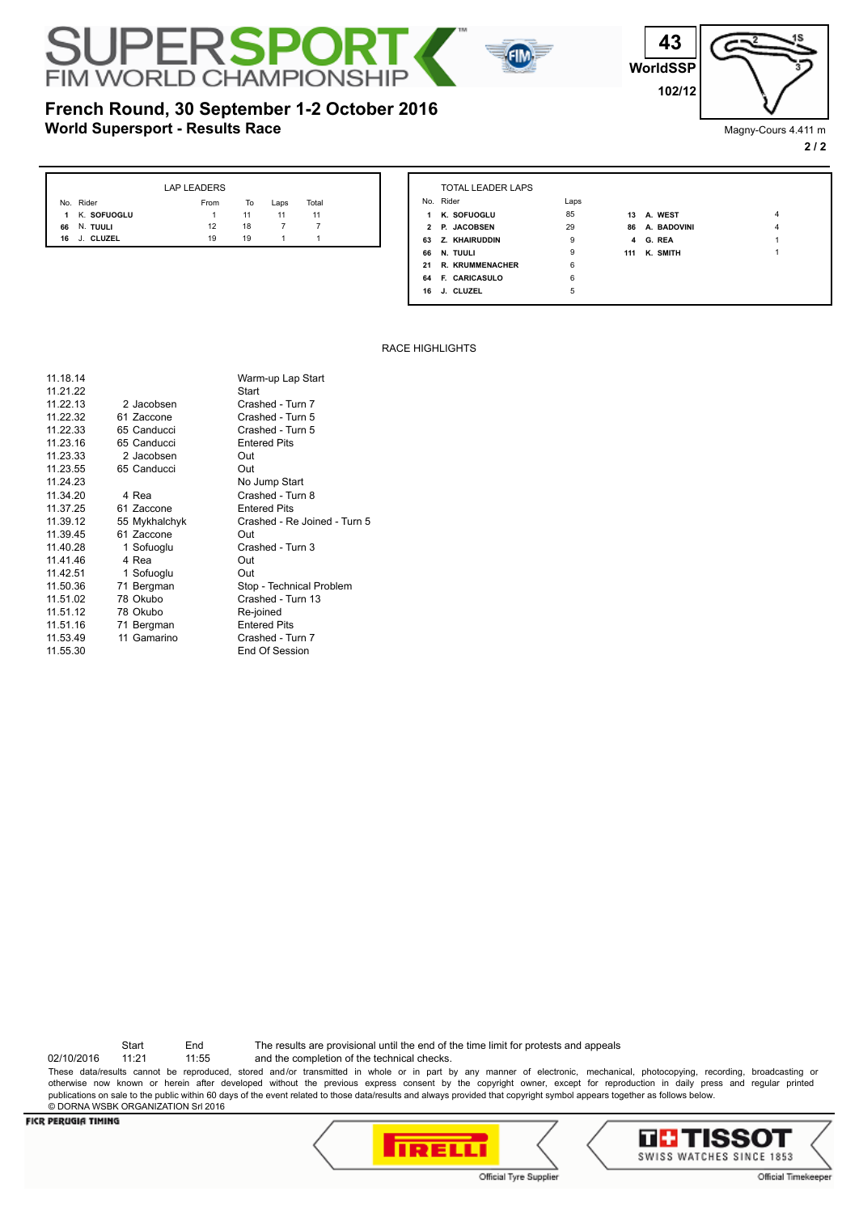# SUPERSPORT FIM WORLD CHAMPIONSHIP

43
WorldSSP
102/12

Magny-Cours 4.411 m

## French Round, 30 September 1-2 October 2016
### World Supersport - Results Race

LAP LEADERS

| No. | Rider | From | To | Laps | Total |
|---|---|---|---|---|---|
| 1 | K. SOFUOGLU | 1 | 11 | 11 | 11 |
| 66 | N. TUULI | 12 | 18 | 7 | 7 |
| 16 | J. CLUZEL | 19 | 19 | 1 | 1 |

TOTAL LEADER LAPS

| No. | Rider | Laps |
|---|---|---|
| 1 | K. SOFUOGLU | 85 |
| 2 | P. JACOBSEN | 29 |
| 63 | Z. KHAIRUDDIN | 9 |
| 66 | N. TUULI | 9 |
| 21 | R. KRUMMENACHER | 6 |
| 64 | F. CARICASULO | 6 |
| 16 | J. CLUZEL | 5 |
| 13 | A. WEST | 4 |
| 86 | A. BADOVINI | 4 |
| 4 | G. REA | 1 |
| 111 | K. SMITH | 1 |

RACE HIGHLIGHTS

| | | |
|---|---|---|
| 11.18.14 | | Warm-up Lap Start |
| 11.21.22 | | Start |
| 11.22.13 | 2 Jacobsen | Crashed - Turn 7 |
| 11.22.32 | 61 Zaccone | Crashed - Turn 5 |
| 11.22.33 | 65 Canducci | Crashed - Turn 5 |
| 11.23.16 | 65 Canducci | Entered Pits |
| 11.23.33 | 2 Jacobsen | Out |
| 11.23.55 | 65 Canducci | Out |
| 11.24.23 | | No Jump Start |
| 11.34.20 | 4 Rea | Crashed - Turn 8 |
| 11.37.25 | 61 Zaccone | Entered Pits |
| 11.39.12 | 55 Mykhalchyk | Crashed - Re Joined - Turn 5 |
| 11.39.45 | 61 Zaccone | Out |
| 11.40.28 | 1 Sofuoglu | Crashed - Turn 3 |
| 11.41.46 | 4 Rea | Out |
| 11.42.51 | 1 Sofuoglu | Out |
| 11.50.36 | 71 Bergman | Stop - Technical Problem |
| 11.51.02 | 78 Okubo | Crashed - Turn 13 |
| 11.51.12 | 78 Okubo | Re-joined |
| 11.51.16 | 71 Bergman | Entered Pits |
| 11.53.49 | 11 Gamarino | Crashed - Turn 7 |
| 11.55.30 | | End Of Session |

| | Start | End |
|---|---|---|
| 02/10/2016 | 11:21 | 11:55 |

The results are provisional until the end of the time limit for protests and appeals and the completion of the technical checks.

These data/results cannot be reproduced, stored and/or transmitted in whole or in part by any manner of electronic, mechanical, photocopying, recording, broadcasting or otherwise now known or herein after developed without the previous express consent by the copyright owner, except for reproduction in daily press and regular printed publications on sale to the public within 60 days of the event related to those data/results and always provided that copyright symbol appears together as follows below.
© DORNA WSBK ORGANIZATION Srl 2016

FICR PERUGIA TIMING

PIRELLI Official Tyre Supplier

TISSOT SWISS WATCHES SINCE 1853 Official Timekeeper